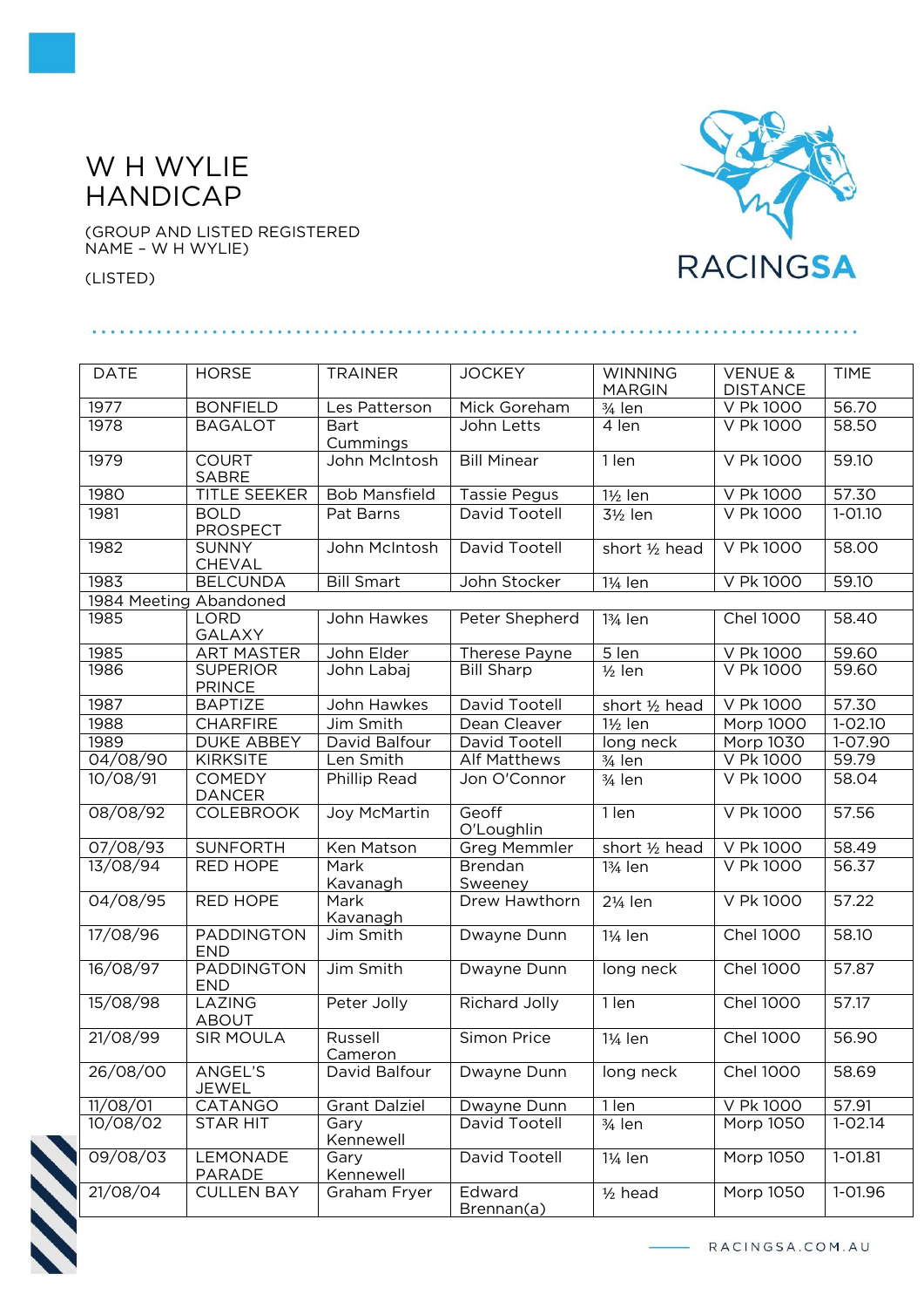# W H WYLIE HANDICAP

(GROUP AND LISTED REGISTERED NAME – W H WYLIE)

(LISTED)

| DATE | HORSE | TRAINER | JOCKEY | WINNING MARGIN | VENUE & DISTANCE | TIME |
|---|---|---|---|---|---|---|
| 1977 | BONFIELD | Les Patterson | Mick Goreham | ¾ len | V Pk 1000 | 56.70 |
| 1978 | BAGALOT | Bart Cummings | John Letts | 4 len | V Pk 1000 | 58.50 |
| 1979 | COURT SABRE | John McIntosh | Bill Minear | 1 len | V Pk 1000 | 59.10 |
| 1980 | TITLE SEEKER | Bob Mansfield | Tassie Pegus | 1½ len | V Pk 1000 | 57.30 |
| 1981 | BOLD PROSPECT | Pat Barns | David Tootell | 3½ len | V Pk 1000 | 1-01.10 |
| 1982 | SUNNY CHEVAL | John McIntosh | David Tootell | short ½ head | V Pk 1000 | 58.00 |
| 1983 | BELCUNDA | Bill Smart | John Stocker | 1¼ len | V Pk 1000 | 59.10 |
| 1984 Meeting Abandoned | | | | | | |
| 1985 | LORD GALAXY | John Hawkes | Peter Shepherd | 1¾ len | Chel 1000 | 58.40 |
| 1985 | ART MASTER | John Elder | Therese Payne | 5 len | V Pk 1000 | 59.60 |
| 1986 | SUPERIOR PRINCE | John Labaj | Bill Sharp | ½ len | V Pk 1000 | 59.60 |
| 1987 | BAPTIZE | John Hawkes | David Tootell | short ½ head | V Pk 1000 | 57.30 |
| 1988 | CHARFIRE | Jim Smith | Dean Cleaver | 1½ len | Morp 1000 | 1-02.10 |
| 1989 | DUKE ABBEY | David Balfour | David Tootell | long neck | Morp 1030 | 1-07.90 |
| 04/08/90 | KIRKSITE | Len Smith | Alf Matthews | ¾ len | V Pk 1000 | 59.79 |
| 10/08/91 | COMEDY DANCER | Phillip Read | Jon O'Connor | ¾ len | V Pk 1000 | 58.04 |
| 08/08/92 | COLEBROOK | Joy McMartin | Geoff O'Loughlin | 1 len | V Pk 1000 | 57.56 |
| 07/08/93 | SUNFORTH | Ken Matson | Greg Memmler | short ½ head | V Pk 1000 | 58.49 |
| 13/08/94 | RED HOPE | Mark Kavanagh | Brendan Sweeney | 1¾ len | V Pk 1000 | 56.37 |
| 04/08/95 | RED HOPE | Mark Kavanagh | Drew Hawthorn | 2¼ len | V Pk 1000 | 57.22 |
| 17/08/96 | PADDINGTON END | Jim Smith | Dwayne Dunn | 1¼ len | Chel 1000 | 58.10 |
| 16/08/97 | PADDINGTON END | Jim Smith | Dwayne Dunn | long neck | Chel 1000 | 57.87 |
| 15/08/98 | LAZING ABOUT | Peter Jolly | Richard Jolly | 1 len | Chel 1000 | 57.17 |
| 21/08/99 | SIR MOULA | Russell Cameron | Simon Price | 1¼ len | Chel 1000 | 56.90 |
| 26/08/00 | ANGEL'S JEWEL | David Balfour | Dwayne Dunn | long neck | Chel 1000 | 58.69 |
| 11/08/01 | CATANGO | Grant Dalziel | Dwayne Dunn | 1 len | V Pk 1000 | 57.91 |
| 10/08/02 | STAR HIT | Gary Kennewell | David Tootell | ¾ len | Morp 1050 | 1-02.14 |
| 09/08/03 | LEMONADE PARADE | Gary Kennewell | David Tootell | 1¼ len | Morp 1050 | 1-01.81 |
| 21/08/04 | CULLEN BAY | Graham Fryer | Edward Brennan(a) | ½ head | Morp 1050 | 1-01.96 |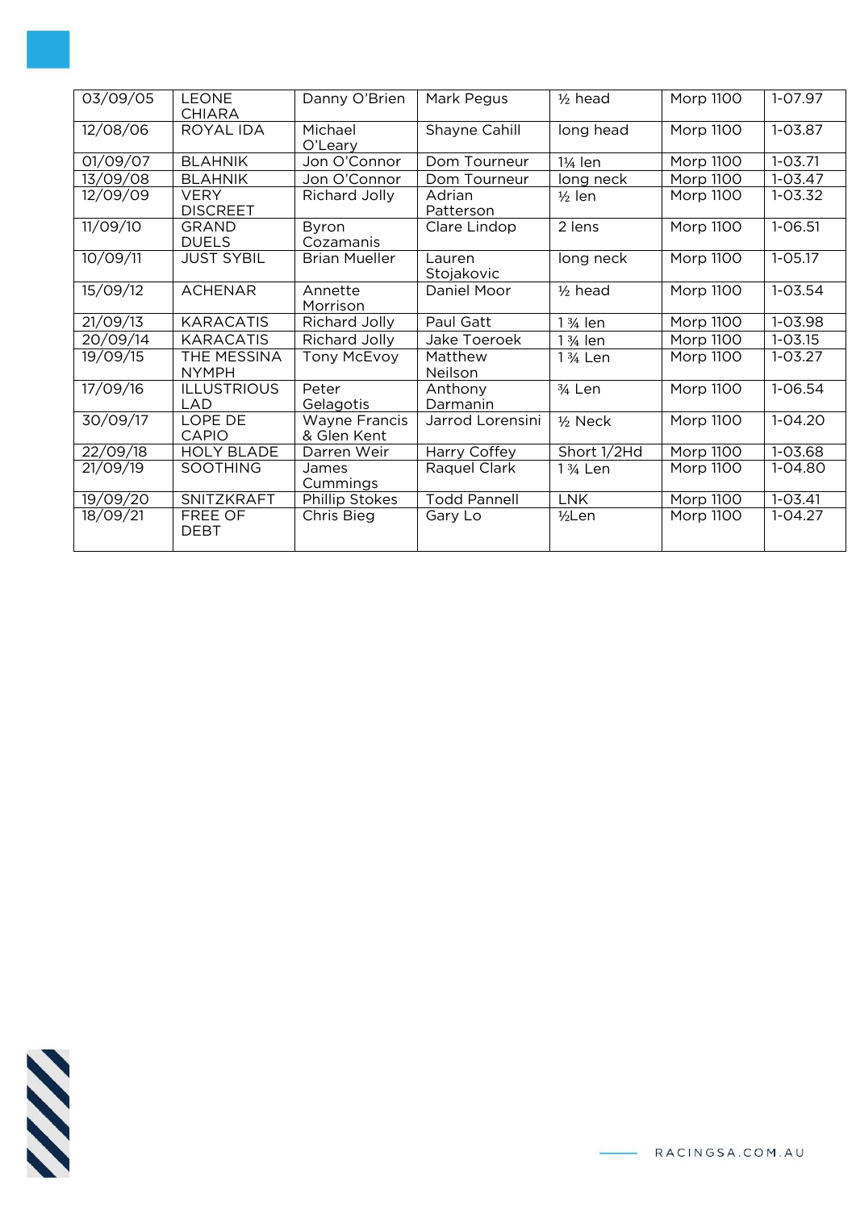| | | | | | | |
|---|---|---|---|---|---|---|
| 03/09/05 | LEONE CHIARA | Danny O'Brien | Mark Pegus | ½ head | Morp 1100 | 1-07.97 |
| 12/08/06 | ROYAL IDA | Michael O'Leary | Shayne Cahill | long head | Morp 1100 | 1-03.87 |
| 01/09/07 | BLAHNIK | Jon O'Connor | Dom Tourneur | 1¼ len | Morp 1100 | 1-03.71 |
| 13/09/08 | BLAHNIK | Jon O'Connor | Dom Tourneur | long neck | Morp 1100 | 1-03.47 |
| 12/09/09 | VERY DISCREET | Richard Jolly | Adrian Patterson | ½ len | Morp 1100 | 1-03.32 |
| 11/09/10 | GRAND DUELS | Byron Cozamanis | Clare Lindop | 2 lens | Morp 1100 | 1-06.51 |
| 10/09/11 | JUST SYBIL | Brian Mueller | Lauren Stojakovic | long neck | Morp 1100 | 1-05.17 |
| 15/09/12 | ACHENAR | Annette Morrison | Daniel Moor | ½ head | Morp 1100 | 1-03.54 |
| 21/09/13 | KARACATIS | Richard Jolly | Paul Gatt | 1 ¾ len | Morp 1100 | 1-03.98 |
| 20/09/14 | KARACATIS | Richard Jolly | Jake Toeroek | 1 ¾ len | Morp 1100 | 1-03.15 |
| 19/09/15 | THE MESSINA NYMPH | Tony McEvoy | Matthew Neilson | 1 ¾ Len | Morp 1100 | 1-03.27 |
| 17/09/16 | ILLUSTRIOUS LAD | Peter Gelagotis | Anthony Darmanin | ¾ Len | Morp 1100 | 1-06.54 |
| 30/09/17 | LOPE DE CAPIO | Wayne Francis & Glen Kent | Jarrod Lorensini | ½ Neck | Morp 1100 | 1-04.20 |
| 22/09/18 | HOLY BLADE | Darren Weir | Harry Coffey | Short 1/2Hd | Morp 1100 | 1-03.68 |
| 21/09/19 | SOOTHING | James Cummings | Raquel Clark | 1 ¾ Len | Morp 1100 | 1-04.80 |
| 19/09/20 | SNITZKRAFT | Phillip Stokes | Todd Pannell | LNK | Morp 1100 | 1-03.41 |
| 18/09/21 | FREE OF DEBT | Chris Bieg | Gary Lo | ½Len | Morp 1100 | 1-04.27 |